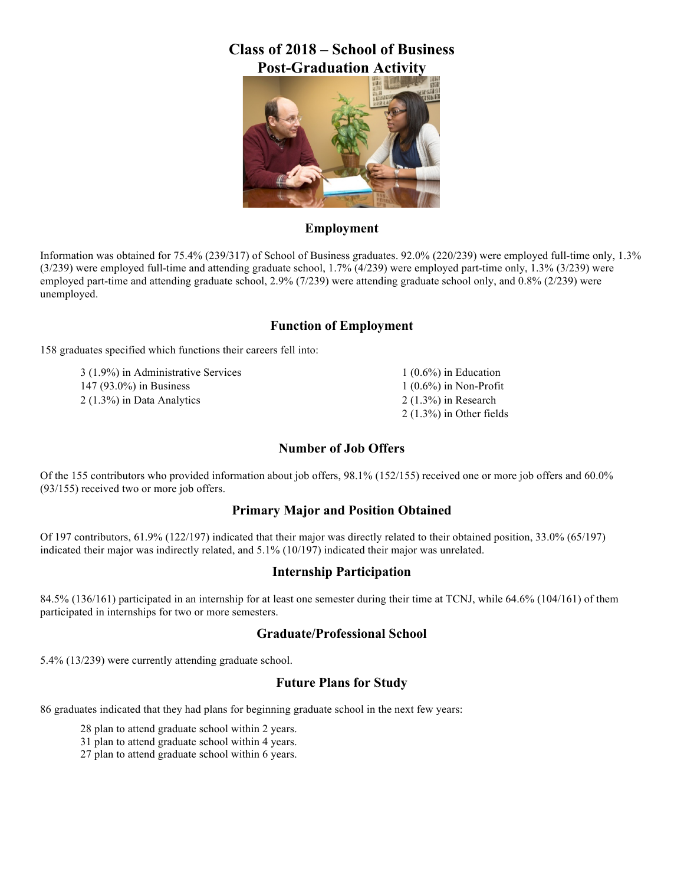# Class of 2018 – School of Business
# Post-Graduation Activity

## Employment

Information was obtained for 75.4% (239/317) of School of Business graduates. 92.0% (220/239) were employed full-time only, 1.3% (3/239) were employed full-time and attending graduate school, 1.7% (4/239) were employed part-time only, 1.3% (3/239) were employed part-time and attending graduate school, 2.9% (7/239) were attending graduate school only, and 0.8% (2/239) were unemployed.

## Function of Employment

158 graduates specified which functions their careers fell into:

- 3 (1.9%) in Administrative Services
- 147 (93.0%) in Business
- 2 (1.3%) in Data Analytics
- 1 (0.6%) in Education
- 1 (0.6%) in Non-Profit
- 2 (1.3%) in Research
- 2 (1.3%) in Other fields

## Number of Job Offers

Of the 155 contributors who provided information about job offers, 98.1% (152/155) received one or more job offers and 60.0% (93/155) received two or more job offers.

## Primary Major and Position Obtained

Of 197 contributors, 61.9% (122/197) indicated that their major was directly related to their obtained position, 33.0% (65/197) indicated their major was indirectly related, and 5.1% (10/197) indicated their major was unrelated.

## Internship Participation

84.5% (136/161) participated in an internship for at least one semester during their time at TCNJ, while 64.6% (104/161) of them participated in internships for two or more semesters.

## Graduate/Professional School

5.4% (13/239) were currently attending graduate school.

## Future Plans for Study

86 graduates indicated that they had plans for beginning graduate school in the next few years:

- 28 plan to attend graduate school within 2 years.
- 31 plan to attend graduate school within 4 years.
- 27 plan to attend graduate school within 6 years.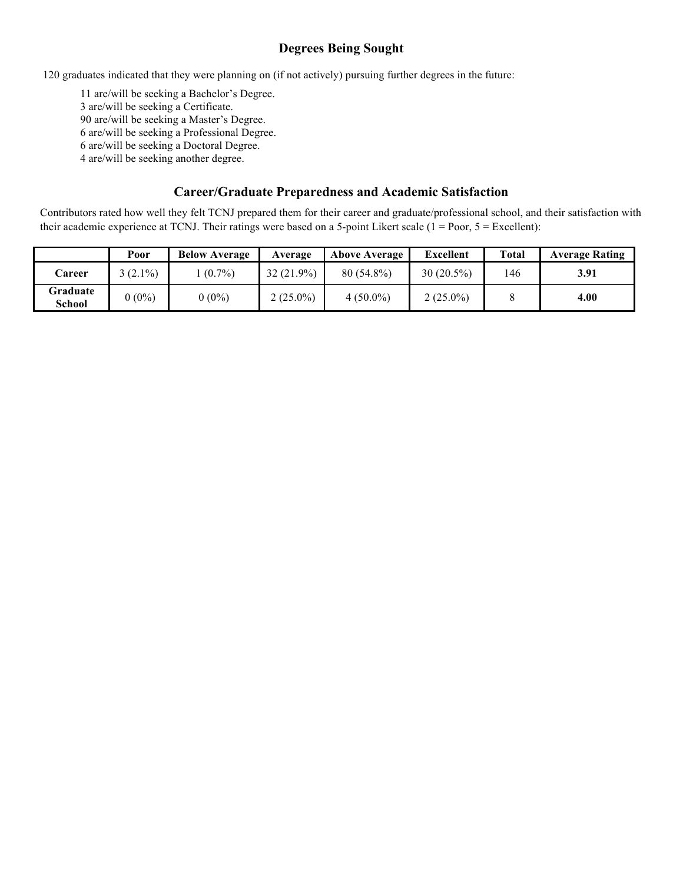## Degrees Being Sought

120 graduates indicated that they were planning on (if not actively) pursuing further degrees in the future:

11 are/will be seeking a Bachelor's Degree.
3 are/will be seeking a Certificate.
90 are/will be seeking a Master's Degree.
6 are/will be seeking a Professional Degree.
6 are/will be seeking a Doctoral Degree.
4 are/will be seeking another degree.

## Career/Graduate Preparedness and Academic Satisfaction

Contributors rated how well they felt TCNJ prepared them for their career and graduate/professional school, and their satisfaction with their academic experience at TCNJ. Their ratings were based on a 5-point Likert scale (1 = Poor, 5 = Excellent):

| | Poor | Below Average | Average | Above Average | Excellent | Total | Average Rating |
|---|---|---|---|---|---|---|---|
| **Career** | 3 (2.1%) | 1 (0.7%) | 32 (21.9%) | 80 (54.8%) | 30 (20.5%) | 146 | **3.91** |
| **Graduate School** | 0 (0%) | 0 (0%) | 2 (25.0%) | 4 (50.0%) | 2 (25.0%) | 8 | **4.00** |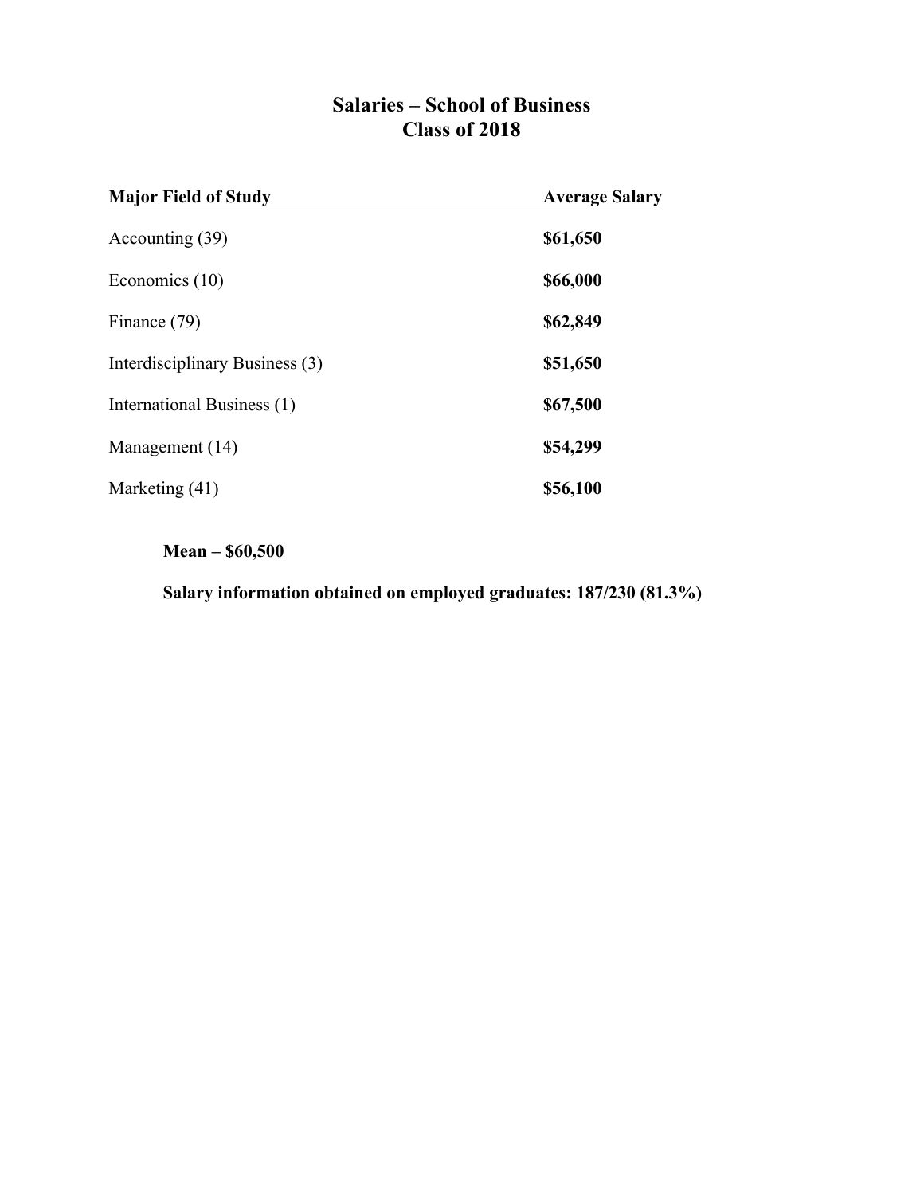# Salaries – School of Business
# Class of 2018

| Major Field of Study | Average Salary |
|---|---|
| Accounting (39) | **$61,650** |
| Economics (10) | **$66,000** |
| Finance (79) | **$62,849** |
| Interdisciplinary Business (3) | **$51,650** |
| International Business (1) | **$67,500** |
| Management (14) | **$54,299** |
| Marketing (41) | **$56,100** |

**Mean – $60,500**

**Salary information obtained on employed graduates: 187/230 (81.3%)**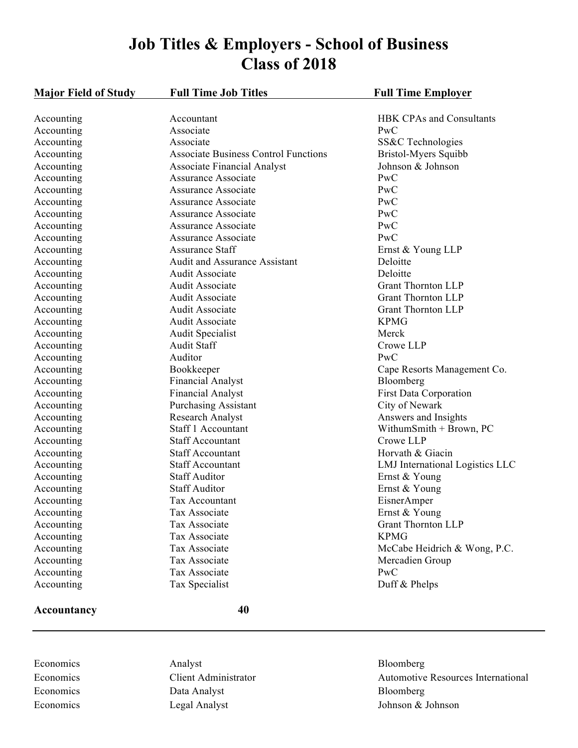# Job Titles & Employers - School of Business
# Class of 2018

| Major Field of Study | Full Time Job Titles | Full Time Employer |
|---|---|---|
| Accounting | Accountant | HBK CPAs and Consultants |
| Accounting | Associate | PwC |
| Accounting | Associate | SS&C Technologies |
| Accounting | Associate Business Control Functions | Bristol-Myers Squibb |
| Accounting | Associate Financial Analyst | Johnson & Johnson |
| Accounting | Assurance Associate | PwC |
| Accounting | Assurance Associate | PwC |
| Accounting | Assurance Associate | PwC |
| Accounting | Assurance Associate | PwC |
| Accounting | Assurance Associate | PwC |
| Accounting | Assurance Associate | PwC |
| Accounting | Assurance Staff | Ernst & Young LLP |
| Accounting | Audit and Assurance Assistant | Deloitte |
| Accounting | Audit Associate | Deloitte |
| Accounting | Audit Associate | Grant Thornton LLP |
| Accounting | Audit Associate | Grant Thornton LLP |
| Accounting | Audit Associate | Grant Thornton LLP |
| Accounting | Audit Associate | KPMG |
| Accounting | Audit Specialist | Merck |
| Accounting | Audit Staff | Crowe LLP |
| Accounting | Auditor | PwC |
| Accounting | Bookkeeper | Cape Resorts Management Co. |
| Accounting | Financial Analyst | Bloomberg |
| Accounting | Financial Analyst | First Data Corporation |
| Accounting | Purchasing Assistant | City of Newark |
| Accounting | Research Analyst | Answers and Insights |
| Accounting | Staff 1 Accountant | WithumSmith + Brown, PC |
| Accounting | Staff Accountant | Crowe LLP |
| Accounting | Staff Accountant | Horvath & Giacin |
| Accounting | Staff Accountant | LMJ International Logistics LLC |
| Accounting | Staff Auditor | Ernst & Young |
| Accounting | Staff Auditor | Ernst & Young |
| Accounting | Tax Accountant | EisnerAmper |
| Accounting | Tax Associate | Ernst & Young |
| Accounting | Tax Associate | Grant Thornton LLP |
| Accounting | Tax Associate | KPMG |
| Accounting | Tax Associate | McCabe Heidrich & Wong, P.C. |
| Accounting | Tax Associate | Mercadien Group |
| Accounting | Tax Associate | PwC |
| Accounting | Tax Specialist | Duff & Phelps |
| **Accountancy** | **40** | |

---

| Major Field of Study | Full Time Job Titles | Full Time Employer |
|---|---|---|
| Economics | Analyst | Bloomberg |
| Economics | Client Administrator | Automotive Resources International |
| Economics | Data Analyst | Bloomberg |
| Economics | Legal Analyst | Johnson & Johnson |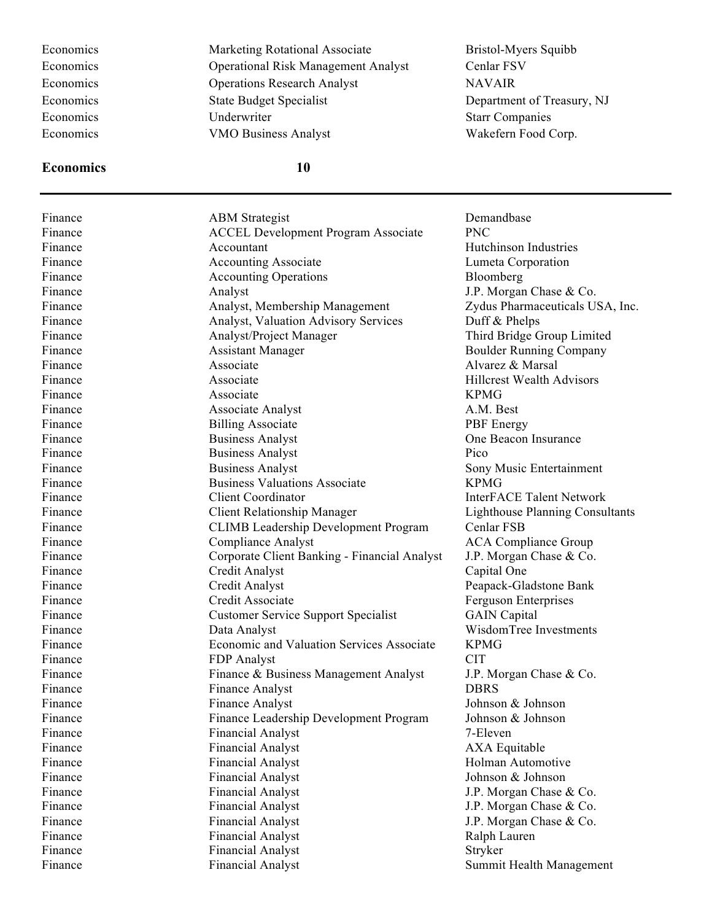| | | |
|---|---|---|
| Economics | Marketing Rotational Associate | Bristol-Myers Squibb |
| Economics | Operational Risk Management Analyst | Cenlar FSV |
| Economics | Operations Research Analyst | NAVAIR |
| Economics | State Budget Specialist | Department of Treasury, NJ |
| Economics | Underwriter | Starr Companies |
| Economics | VMO Business Analyst | Wakefern Food Corp. |

**Economics** **10**

---

| | | |
|---|---|---|
| Finance | ABM Strategist | Demandbase |
| Finance | ACCEL Development Program Associate | PNC |
| Finance | Accountant | Hutchinson Industries |
| Finance | Accounting Associate | Lumeta Corporation |
| Finance | Accounting Operations | Bloomberg |
| Finance | Analyst | J.P. Morgan Chase & Co. |
| Finance | Analyst, Membership Management | Zydus Pharmaceuticals USA, Inc. |
| Finance | Analyst, Valuation Advisory Services | Duff & Phelps |
| Finance | Analyst/Project Manager | Third Bridge Group Limited |
| Finance | Assistant Manager | Boulder Running Company |
| Finance | Associate | Alvarez & Marsal |
| Finance | Associate | Hillcrest Wealth Advisors |
| Finance | Associate | KPMG |
| Finance | Associate Analyst | A.M. Best |
| Finance | Billing Associate | PBF Energy |
| Finance | Business Analyst | One Beacon Insurance |
| Finance | Business Analyst | Pico |
| Finance | Business Analyst | Sony Music Entertainment |
| Finance | Business Valuations Associate | KPMG |
| Finance | Client Coordinator | InterFACE Talent Network |
| Finance | Client Relationship Manager | Lighthouse Planning Consultants |
| Finance | CLIMB Leadership Development Program | Cenlar FSB |
| Finance | Compliance Analyst | ACA Compliance Group |
| Finance | Corporate Client Banking - Financial Analyst | J.P. Morgan Chase & Co. |
| Finance | Credit Analyst | Capital One |
| Finance | Credit Analyst | Peapack-Gladstone Bank |
| Finance | Credit Associate | Ferguson Enterprises |
| Finance | Customer Service Support Specialist | GAIN Capital |
| Finance | Data Analyst | WisdomTree Investments |
| Finance | Economic and Valuation Services Associate | KPMG |
| Finance | FDP Analyst | CIT |
| Finance | Finance & Business Management Analyst | J.P. Morgan Chase & Co. |
| Finance | Finance Analyst | DBRS |
| Finance | Finance Analyst | Johnson & Johnson |
| Finance | Finance Leadership Development Program | Johnson & Johnson |
| Finance | Financial Analyst | 7-Eleven |
| Finance | Financial Analyst | AXA Equitable |
| Finance | Financial Analyst | Holman Automotive |
| Finance | Financial Analyst | Johnson & Johnson |
| Finance | Financial Analyst | J.P. Morgan Chase & Co. |
| Finance | Financial Analyst | J.P. Morgan Chase & Co. |
| Finance | Financial Analyst | J.P. Morgan Chase & Co. |
| Finance | Financial Analyst | Ralph Lauren |
| Finance | Financial Analyst | Stryker |
| Finance | Financial Analyst | Summit Health Management |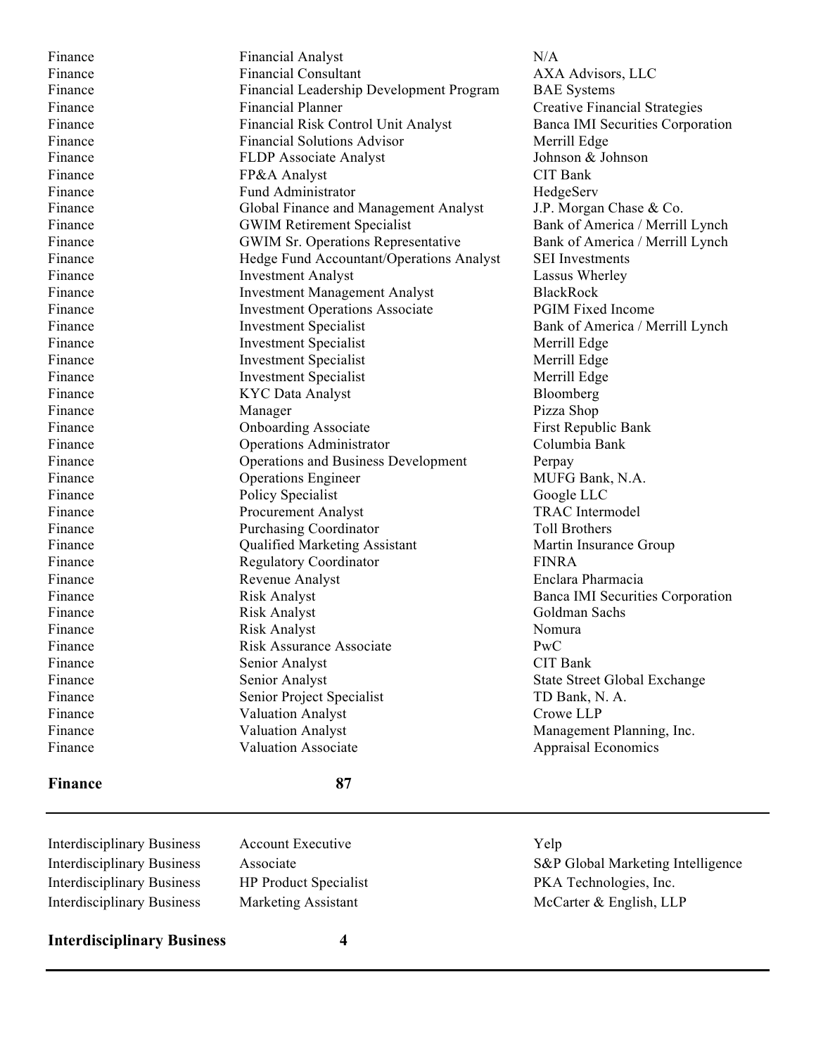| | | |
|---|---|---|
| Finance | Financial Analyst | N/A |
| Finance | Financial Consultant | AXA Advisors, LLC |
| Finance | Financial Leadership Development Program | BAE Systems |
| Finance | Financial Planner | Creative Financial Strategies |
| Finance | Financial Risk Control Unit Analyst | Banca IMI Securities Corporation |
| Finance | Financial Solutions Advisor | Merrill Edge |
| Finance | FLDP Associate Analyst | Johnson & Johnson |
| Finance | FP&A Analyst | CIT Bank |
| Finance | Fund Administrator | HedgeServ |
| Finance | Global Finance and Management Analyst | J.P. Morgan Chase & Co. |
| Finance | GWIM Retirement Specialist | Bank of America / Merrill Lynch |
| Finance | GWIM Sr. Operations Representative | Bank of America / Merrill Lynch |
| Finance | Hedge Fund Accountant/Operations Analyst | SEI Investments |
| Finance | Investment Analyst | Lassus Wherley |
| Finance | Investment Management Analyst | BlackRock |
| Finance | Investment Operations Associate | PGIM Fixed Income |
| Finance | Investment Specialist | Bank of America / Merrill Lynch |
| Finance | Investment Specialist | Merrill Edge |
| Finance | Investment Specialist | Merrill Edge |
| Finance | Investment Specialist | Merrill Edge |
| Finance | KYC Data Analyst | Bloomberg |
| Finance | Manager | Pizza Shop |
| Finance | Onboarding Associate | First Republic Bank |
| Finance | Operations Administrator | Columbia Bank |
| Finance | Operations and Business Development | Perpay |
| Finance | Operations Engineer | MUFG Bank, N.A. |
| Finance | Policy Specialist | Google LLC |
| Finance | Procurement Analyst | TRAC Intermodel |
| Finance | Purchasing Coordinator | Toll Brothers |
| Finance | Qualified Marketing Assistant | Martin Insurance Group |
| Finance | Regulatory Coordinator | FINRA |
| Finance | Revenue Analyst | Enclara Pharmacia |
| Finance | Risk Analyst | Banca IMI Securities Corporation |
| Finance | Risk Analyst | Goldman Sachs |
| Finance | Risk Analyst | Nomura |
| Finance | Risk Assurance Associate | PwC |
| Finance | Senior Analyst | CIT Bank |
| Finance | Senior Analyst | State Street Global Exchange |
| Finance | Senior Project Specialist | TD Bank, N. A. |
| Finance | Valuation Analyst | Crowe LLP |
| Finance | Valuation Analyst | Management Planning, Inc. |
| Finance | Valuation Associate | Appraisal Economics |

**Finance** **87**

---

| | | |
|---|---|---|
| Interdisciplinary Business | Account Executive | Yelp |
| Interdisciplinary Business | Associate | S&P Global Marketing Intelligence |
| Interdisciplinary Business | HP Product Specialist | PKA Technologies, Inc. |
| Interdisciplinary Business | Marketing Assistant | McCarter & English, LLP |

**Interdisciplinary Business** **4**

---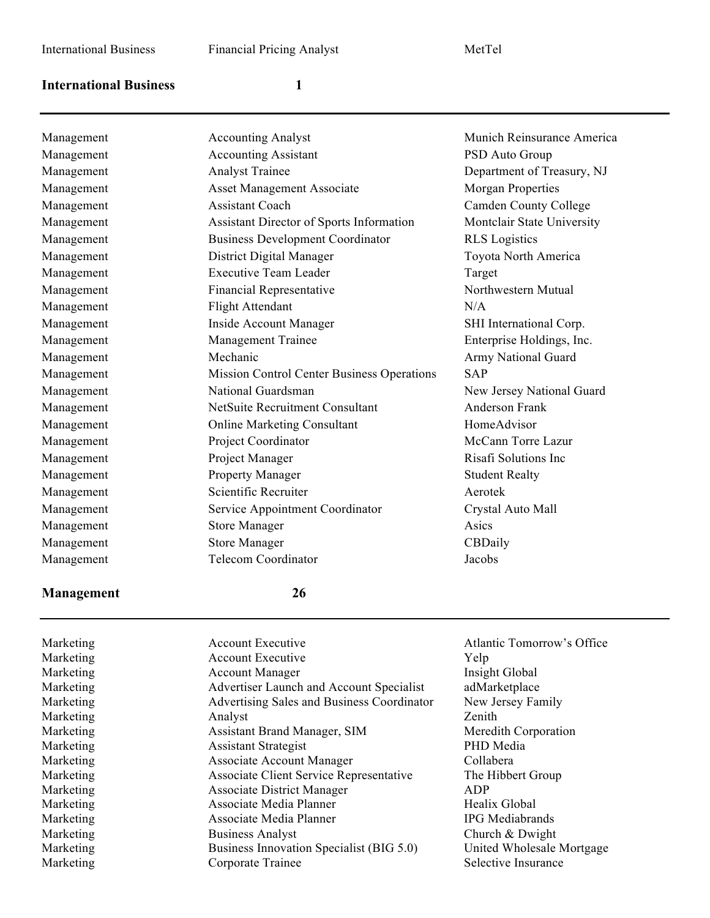| | | |
|---|---|---|
| International Business | Financial Pricing Analyst | MetTel |
| **International Business** | **1** | |
| Management | Accounting Analyst | Munich Reinsurance America |
| Management | Accounting Assistant | PSD Auto Group |
| Management | Analyst Trainee | Department of Treasury, NJ |
| Management | Asset Management Associate | Morgan Properties |
| Management | Assistant Coach | Camden County College |
| Management | Assistant Director of Sports Information | Montclair State University |
| Management | Business Development Coordinator | RLS Logistics |
| Management | District Digital Manager | Toyota North America |
| Management | Executive Team Leader | Target |
| Management | Financial Representative | Northwestern Mutual |
| Management | Flight Attendant | N/A |
| Management | Inside Account Manager | SHI International Corp. |
| Management | Management Trainee | Enterprise Holdings, Inc. |
| Management | Mechanic | Army National Guard |
| Management | Mission Control Center Business Operations | SAP |
| Management | National Guardsman | New Jersey National Guard |
| Management | NetSuite Recruitment Consultant | Anderson Frank |
| Management | Online Marketing Consultant | HomeAdvisor |
| Management | Project Coordinator | McCann Torre Lazur |
| Management | Project Manager | Risafi Solutions Inc |
| Management | Property Manager | Student Realty |
| Management | Scientific Recruiter | Aerotek |
| Management | Service Appointment Coordinator | Crystal Auto Mall |
| Management | Store Manager | Asics |
| Management | Store Manager | CBDaily |
| Management | Telecom Coordinator | Jacobs |
| **Management** | **26** | |
| Marketing | Account Executive | Atlantic Tomorrow's Office |
| Marketing | Account Executive | Yelp |
| Marketing | Account Manager | Insight Global |
| Marketing | Advertiser Launch and Account Specialist | adMarketplace |
| Marketing | Advertising Sales and Business Coordinator | New Jersey Family |
| Marketing | Analyst | Zenith |
| Marketing | Assistant Brand Manager, SIM | Meredith Corporation |
| Marketing | Assistant Strategist | PHD Media |
| Marketing | Associate Account Manager | Collabera |
| Marketing | Associate Client Service Representative | The Hibbert Group |
| Marketing | Associate District Manager | ADP |
| Marketing | Associate Media Planner | Healix Global |
| Marketing | Associate Media Planner | IPG Mediabrands |
| Marketing | Business Analyst | Church & Dwight |
| Marketing | Business Innovation Specialist (BIG 5.0) | United Wholesale Mortgage |
| Marketing | Corporate Trainee | Selective Insurance |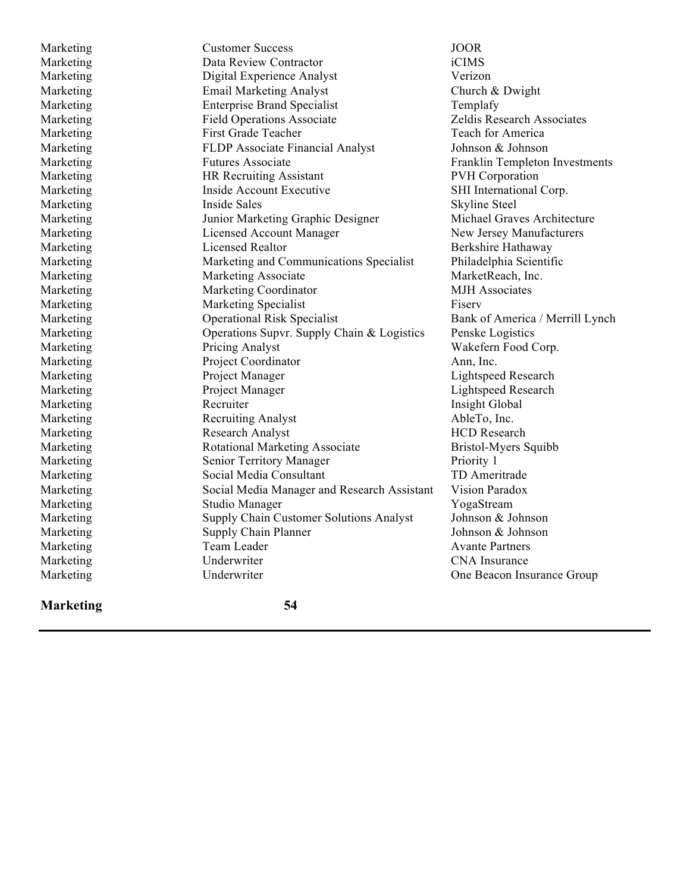| | | |
|---|---|---|
| Marketing | Customer Success | JOOR |
| Marketing | Data Review Contractor | iCIMS |
| Marketing | Digital Experience Analyst | Verizon |
| Marketing | Email Marketing Analyst | Church & Dwight |
| Marketing | Enterprise Brand Specialist | Templafy |
| Marketing | Field Operations Associate | Zeldis Research Associates |
| Marketing | First Grade Teacher | Teach for America |
| Marketing | FLDP Associate Financial Analyst | Johnson & Johnson |
| Marketing | Futures Associate | Franklin Templeton Investments |
| Marketing | HR Recruiting Assistant | PVH Corporation |
| Marketing | Inside Account Executive | SHI International Corp. |
| Marketing | Inside Sales | Skyline Steel |
| Marketing | Junior Marketing Graphic Designer | Michael Graves Architecture |
| Marketing | Licensed Account Manager | New Jersey Manufacturers |
| Marketing | Licensed Realtor | Berkshire Hathaway |
| Marketing | Marketing and Communications Specialist | Philadelphia Scientific |
| Marketing | Marketing Associate | MarketReach, Inc. |
| Marketing | Marketing Coordinator | MJH Associates |
| Marketing | Marketing Specialist | Fiserv |
| Marketing | Operational Risk Specialist | Bank of America / Merrill Lynch |
| Marketing | Operations Supvr. Supply Chain & Logistics | Penske Logistics |
| Marketing | Pricing Analyst | Wakefern Food Corp. |
| Marketing | Project Coordinator | Ann, Inc. |
| Marketing | Project Manager | Lightspeed Research |
| Marketing | Project Manager | Lightspeed Research |
| Marketing | Recruiter | Insight Global |
| Marketing | Recruiting Analyst | AbleTo, Inc. |
| Marketing | Research Analyst | HCD Research |
| Marketing | Rotational Marketing Associate | Bristol-Myers Squibb |
| Marketing | Senior Territory Manager | Priority 1 |
| Marketing | Social Media Consultant | TD Ameritrade |
| Marketing | Social Media Manager and Research Assistant | Vision Paradox |
| Marketing | Studio Manager | YogaStream |
| Marketing | Supply Chain Customer Solutions Analyst | Johnson & Johnson |
| Marketing | Supply Chain Planner | Johnson & Johnson |
| Marketing | Team Leader | Avante Partners |
| Marketing | Underwriter | CNA Insurance |
| Marketing | Underwriter | One Beacon Insurance Group |

**Marketing** **54**

---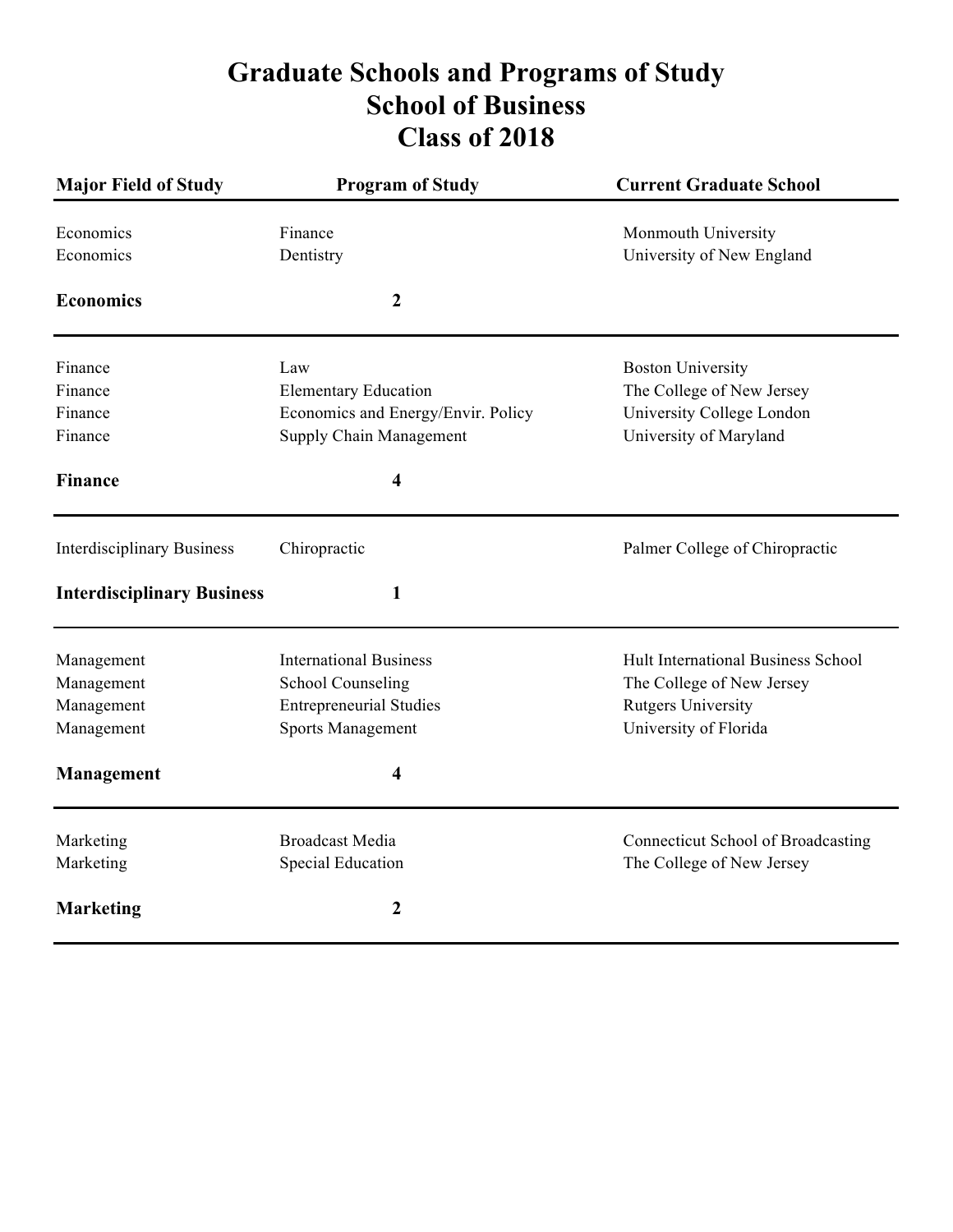# Graduate Schools and Programs of Study
# School of Business
# Class of 2018

| Major Field of Study | Program of Study | Current Graduate School |
|---|---|---|
| Economics | Finance | Monmouth University |
| Economics | Dentistry | University of New England |
| **Economics** | **2** | |
| Finance | Law | Boston University |
| Finance | Elementary Education | The College of New Jersey |
| Finance | Economics and Energy/Envir. Policy | University College London |
| Finance | Supply Chain Management | University of Maryland |
| **Finance** | **4** | |
| Interdisciplinary Business | Chiropractic | Palmer College of Chiropractic |
| **Interdisciplinary Business** | **1** | |
| Management | International Business | Hult International Business School |
| Management | School Counseling | The College of New Jersey |
| Management | Entrepreneurial Studies | Rutgers University |
| Management | Sports Management | University of Florida |
| **Management** | **4** | |
| Marketing | Broadcast Media | Connecticut School of Broadcasting |
| Marketing | Special Education | The College of New Jersey |
| **Marketing** | **2** | |